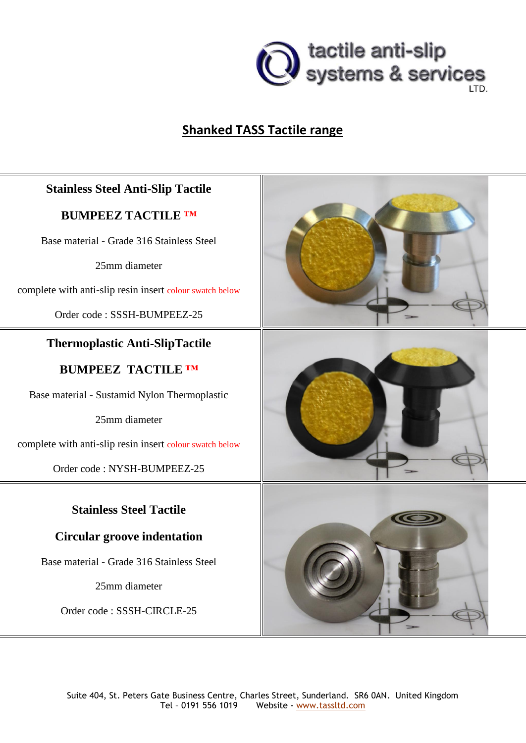tactile anti-slip systems & services LTD.

# Shanked TASS Tactile range

**Stainless Steel Anti-Slip Tactile**

**BUMPEEZ TACTILE ™**

Base material - Grade 316 Stainless Steel

25mm diameter

complete with anti-slip resin insert colour swatch below

Order code : SSSH-BUMPEEZ-25

**Thermoplastic Anti-SlipTactile**

**BUMPEEZ TACTILE ™**

Base material - Sustamid Nylon Thermoplastic

25mm diameter

complete with anti-slip resin insert colour swatch below

Order code : NYSH-BUMPEEZ-25

**Stainless Steel Tactile**

**Circular groove indentation**

Base material - Grade 316 Stainless Steel

25mm diameter

Order code : SSSH-CIRCLE-25

Suite 404, St. Peters Gate Business Centre, Charles Street, Sunderland. SR6 0AN. United Kingdom
Tel – 0191 556 1019 Website - www.tassltd.com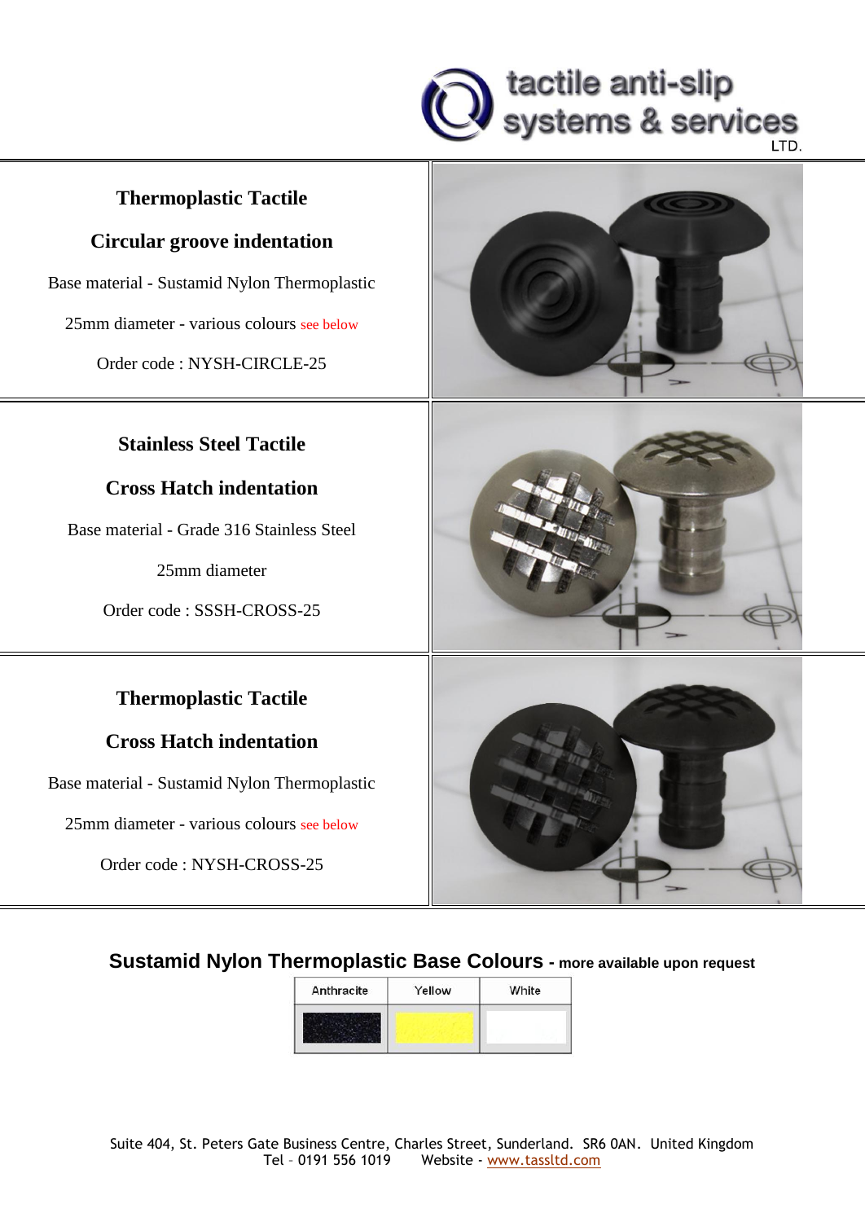## Thermoplastic Tactile

## Circular groove indentation

Base material - Sustamid Nylon Thermoplastic

25mm diameter - various colours see below

Order code : NYSH-CIRCLE-25

## Stainless Steel Tactile

## Cross Hatch indentation

Base material - Grade 316 Stainless Steel

25mm diameter

Order code : SSSH-CROSS-25

## Thermoplastic Tactile

## Cross Hatch indentation

Base material - Sustamid Nylon Thermoplastic

25mm diameter - various colours see below

Order code : NYSH-CROSS-25

## Sustamid Nylon Thermoplastic Base Colours - more available upon request

| Anthracite | Yellow | White |
| --- | --- | --- |
| | | |

Suite 404, St. Peters Gate Business Centre, Charles Street, Sunderland. SR6 0AN. United Kingdom
Tel – 0191 556 1019 Website - www.tassltd.com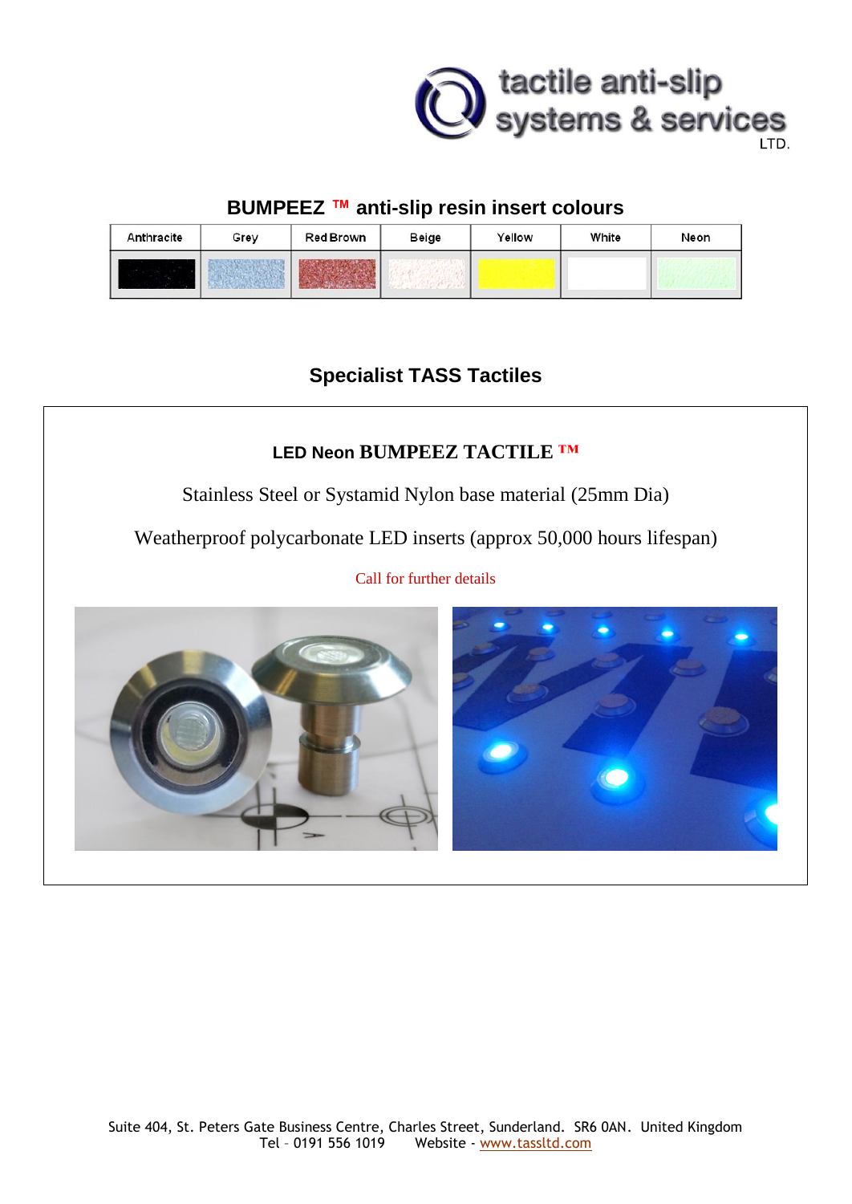tactile anti-slip systems & services LTD.

## BUMPEEZ ™ anti-slip resin insert colours

| Anthracite | Grey | Red Brown | Beige | Yellow | White | Neon |
|---|---|---|---|---|---|---|
| | | | | | | |

## Specialist TASS Tactiles

### LED Neon BUMPEEZ TACTILE ™

Stainless Steel or Systamid Nylon base material (25mm Dia)

Weatherproof polycarbonate LED inserts (approx 50,000 hours lifespan)

Call for further details

Suite 404, St. Peters Gate Business Centre, Charles Street, Sunderland. SR6 0AN. United Kingdom
Tel – 0191 556 1019 Website - www.tassltd.com